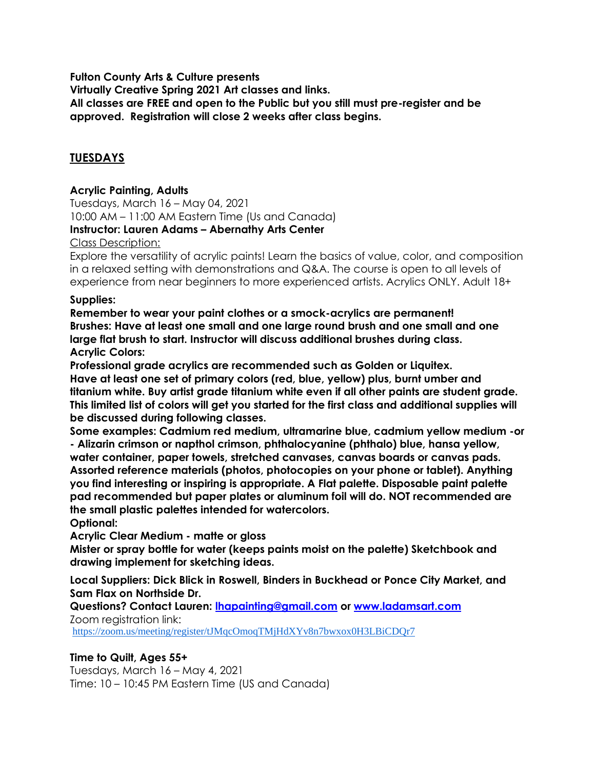**Fulton County Arts & Culture presents**
**Virtually Creative Spring 2021 Art classes and links.**
**All classes are FREE and open to the Public but you still must pre-register and be approved. Registration will close 2 weeks after class begins.**

## TUESDAYS

### Acrylic Painting, Adults

Tuesdays, March 16 – May 04, 2021
10:00 AM – 11:00 AM Eastern Time (Us and Canada)
**Instructor: Lauren Adams – Abernathy Arts Center**

Class Description:
Explore the versatility of acrylic paints! Learn the basics of value, color, and composition in a relaxed setting with demonstrations and Q&A. The course is open to all levels of experience from near beginners to more experienced artists. Acrylics ONLY. Adult 18+

**Supplies:**
**Remember to wear your paint clothes or a smock-acrylics are permanent!**
**Brushes: Have at least one small and one large round brush and one small and one large flat brush to start. Instructor will discuss additional brushes during class.**
**Acrylic Colors:**
**Professional grade acrylics are recommended such as Golden or Liquitex.**
**Have at least one set of primary colors (red, blue, yellow) plus, burnt umber and titanium white. Buy artist grade titanium white even if all other paints are student grade. This limited list of colors will get you started for the first class and additional supplies will be discussed during following classes.**
**Some examples: Cadmium red medium, ultramarine blue, cadmium yellow medium -or - Alizarin crimson or napthol crimson, phthalocyanine (phthalo) blue, hansa yellow, water container, paper towels, stretched canvases, canvas boards or canvas pads. Assorted reference materials (photos, photocopies on your phone or tablet). Anything you find interesting or inspiring is appropriate. A Flat palette. Disposable paint palette pad recommended but paper plates or aluminum foil will do. NOT recommended are the small plastic palettes intended for watercolors.**
**Optional:**
**Acrylic Clear Medium - matte or gloss**
**Mister or spray bottle for water (keeps paints moist on the palette) Sketchbook and drawing implement for sketching ideas.**

**Local Suppliers: Dick Blick in Roswell, Binders in Buckhead or Ponce City Market, and Sam Flax on Northside Dr.**
**Questions? Contact Lauren: lhapainting@gmail.com or www.ladamsart.com**
Zoom registration link:
https://zoom.us/meeting/register/tJMqcOmoqTMjHdXYv8n7bwxox0H3LBiCDQr7

### Time to Quilt, Ages 55+

Tuesdays, March 16 – May 4, 2021
Time: 10 – 10:45 PM Eastern Time (US and Canada)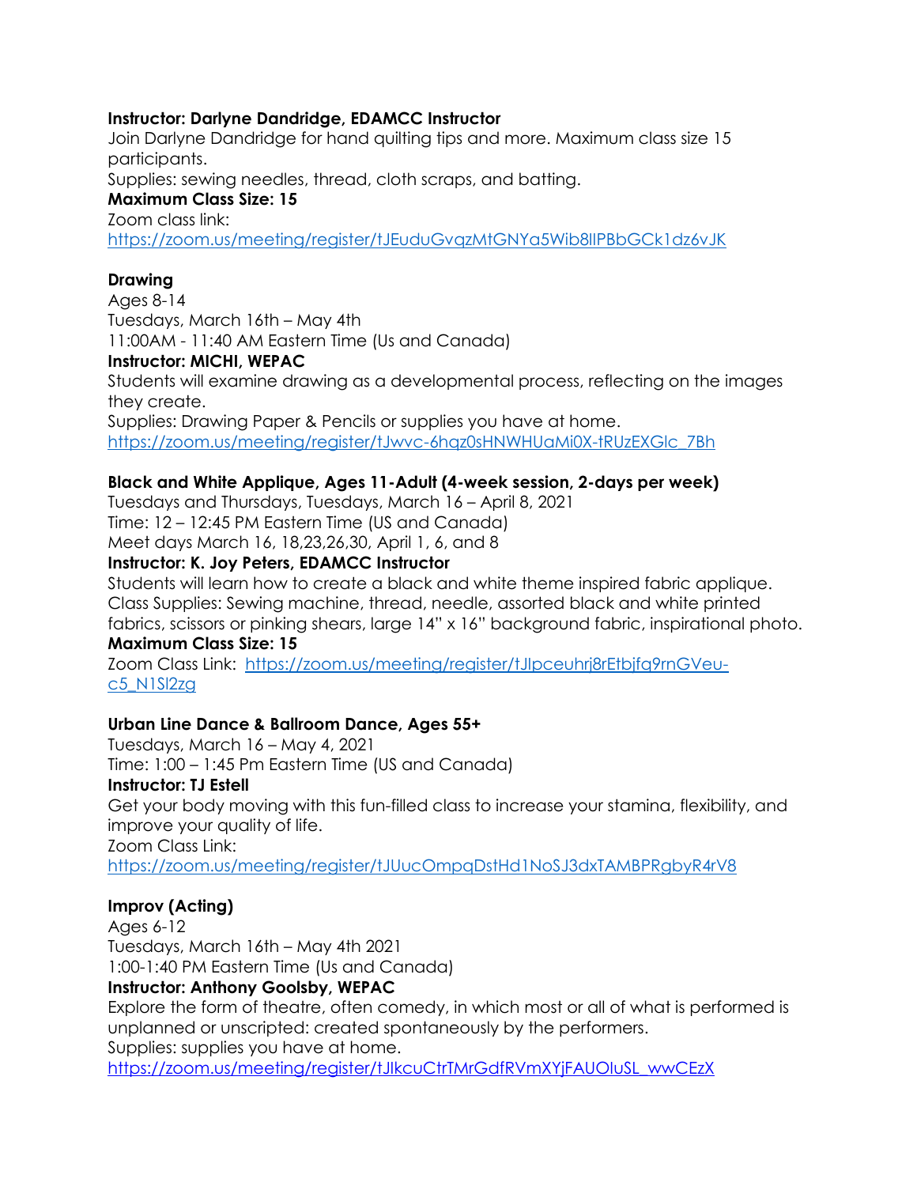**Instructor: Darlyne Dandridge, EDAMCC Instructor**
Join Darlyne Dandridge for hand quilting tips and more. Maximum class size 15 participants.
Supplies: sewing needles, thread, cloth scraps, and batting.
**Maximum Class Size: 15**
Zoom class link:
https://zoom.us/meeting/register/tJEuduGvqzMtGNYa5Wib8lIPBbGCk1dz6vJK

**Drawing**
Ages 8-14
Tuesdays, March 16th – May 4th
11:00AM - 11:40 AM Eastern Time (Us and Canada)
**Instructor: MICHI, WEPAC**
Students will examine drawing as a developmental process, reflecting on the images they create.
Supplies: Drawing Paper & Pencils or supplies you have at home.
https://zoom.us/meeting/register/tJwvc-6hqz0sHNWHUaMi0X-tRUzEXGlc_7Bh

**Black and White Applique, Ages 11-Adult (4-week session, 2-days per week)**
Tuesdays and Thursdays, Tuesdays, March 16 – April 8, 2021
Time: 12 – 12:45 PM Eastern Time (US and Canada)
Meet days March 16, 18,23,26,30, April 1, 6, and 8
**Instructor: K. Joy Peters, EDAMCC Instructor**
Students will learn how to create a black and white theme inspired fabric applique.
Class Supplies: Sewing machine, thread, needle, assorted black and white printed fabrics, scissors or pinking shears, large 14" x 16" background fabric, inspirational photo.
**Maximum Class Size: 15**
Zoom Class Link: https://zoom.us/meeting/register/tJIpceuhrj8rEtbjfq9rnGVeu-c5_N1Sl2zg

**Urban Line Dance & Ballroom Dance, Ages 55+**
Tuesdays, March 16 – May 4, 2021
Time: 1:00 – 1:45 Pm Eastern Time (US and Canada)
**Instructor: TJ Estell**
Get your body moving with this fun-filled class to increase your stamina, flexibility, and improve your quality of life.
Zoom Class Link:
https://zoom.us/meeting/register/tJUucOmpqDstHd1NoSJ3dxTAMBPRgbyR4rV8

**Improv (Acting)**
Ages 6-12
Tuesdays, March 16th – May 4th 2021
1:00-1:40 PM Eastern Time (Us and Canada)
**Instructor: Anthony Goolsby, WEPAC**
Explore the form of theatre, often comedy, in which most or all of what is performed is unplanned or unscripted: created spontaneously by the performers.
Supplies: supplies you have at home.
https://zoom.us/meeting/register/tJIkcuCtrTMrGdfRVmXYjFAUOIuSL_wwCEzX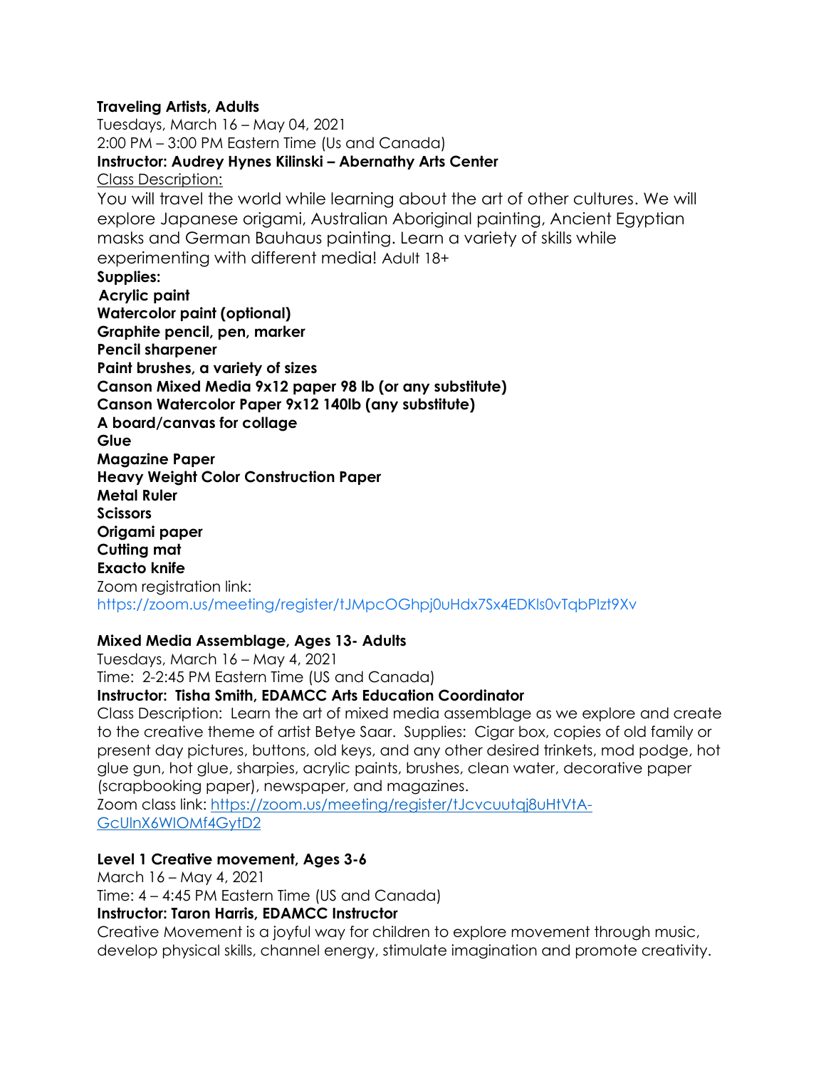**Traveling Artists, Adults**
Tuesdays, March 16 – May 04, 2021
2:00 PM – 3:00 PM Eastern Time (Us and Canada)
**Instructor: Audrey Hynes Kilinski – Abernathy Arts Center**
Class Description:
You will travel the world while learning about the art of other cultures. We will explore Japanese origami, Australian Aboriginal painting, Ancient Egyptian masks and German Bauhaus painting. Learn a variety of skills while experimenting with different media! Adult 18+
**Supplies:**
**Acrylic paint**
**Watercolor paint (optional)**
**Graphite pencil, pen, marker**
**Pencil sharpener**
**Paint brushes, a variety of sizes**
**Canson Mixed Media 9x12 paper 98 lb (or any substitute)**
**Canson Watercolor Paper 9x12 140lb (any substitute)**
**A board/canvas for collage**
**Glue**
**Magazine Paper**
**Heavy Weight Color Construction Paper**
**Metal Ruler**
**Scissors**
**Origami paper**
**Cutting mat**
**Exacto knife**
Zoom registration link:
https://zoom.us/meeting/register/tJMpcOGhpj0uHdx7Sx4EDKls0vTqbPIzt9Xv

**Mixed Media Assemblage, Ages 13- Adults**
Tuesdays, March 16 – May 4, 2021
Time: 2-2:45 PM Eastern Time (US and Canada)
**Instructor: Tisha Smith, EDAMCC Arts Education Coordinator**
Class Description: Learn the art of mixed media assemblage as we explore and create to the creative theme of artist Betye Saar. Supplies: Cigar box, copies of old family or present day pictures, buttons, old keys, and any other desired trinkets, mod podge, hot glue gun, hot glue, sharpies, acrylic paints, brushes, clean water, decorative paper (scrapbooking paper), newspaper, and magazines.
Zoom class link: https://zoom.us/meeting/register/tJcvcuutqj8uHtVtA-GcUlnX6WIOMf4GytD2

**Level 1 Creative movement, Ages 3-6**
March 16 – May 4, 2021
Time: 4 – 4:45 PM Eastern Time (US and Canada)
**Instructor: Taron Harris, EDAMCC Instructor**
Creative Movement is a joyful way for children to explore movement through music, develop physical skills, channel energy, stimulate imagination and promote creativity.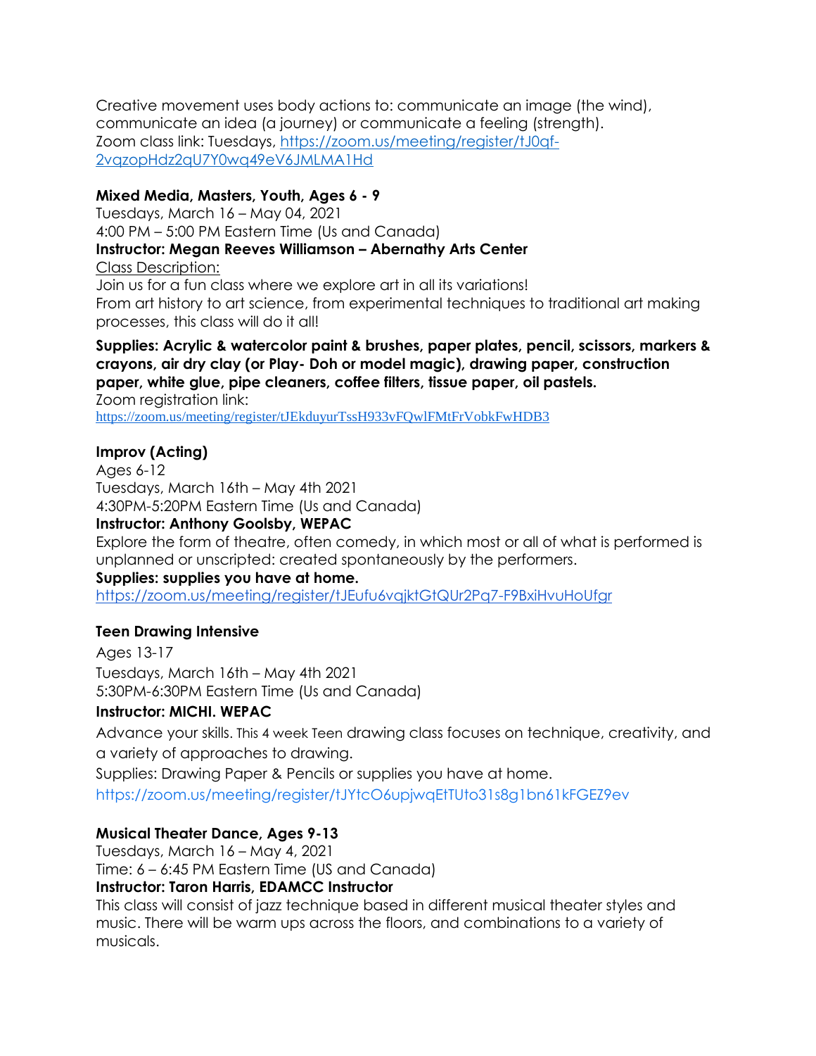Creative movement uses body actions to: communicate an image (the wind), communicate an idea (a journey) or communicate a feeling (strength).
Zoom class link: Tuesdays, https://zoom.us/meeting/register/tJ0qf-2vqzopHdz2qU7Y0wq49eV6JMLMA1Hd

**Mixed Media, Masters, Youth, Ages 6 - 9**
Tuesdays, March 16 – May 04, 2021
4:00 PM – 5:00 PM Eastern Time (Us and Canada)
**Instructor: Megan Reeves Williamson – Abernathy Arts Center**
Class Description:
Join us for a fun class where we explore art in all its variations!
From art history to art science, from experimental techniques to traditional art making processes, this class will do it all!

**Supplies: Acrylic & watercolor paint & brushes, paper plates, pencil, scissors, markers & crayons, air dry clay (or Play- Doh or model magic), drawing paper, construction paper, white glue, pipe cleaners, coffee filters, tissue paper, oil pastels.**
Zoom registration link:
https://zoom.us/meeting/register/tJEkduyurTssH933vFQwlFMtFrVobkFwHDB3

**Improv (Acting)**
Ages 6-12
Tuesdays, March 16th – May 4th 2021
4:30PM-5:20PM Eastern Time (Us and Canada)
**Instructor: Anthony Goolsby, WEPAC**
Explore the form of theatre, often comedy, in which most or all of what is performed is unplanned or unscripted: created spontaneously by the performers.
**Supplies: supplies you have at home.**
https://zoom.us/meeting/register/tJEufu6vqjktGtQUr2Pq7-F9BxiHvuHoUfgr

**Teen Drawing Intensive**
Ages 13-17
Tuesdays, March 16th – May 4th 2021
5:30PM-6:30PM Eastern Time (Us and Canada)
**Instructor: MICHI. WEPAC**
Advance your skills. This 4 week Teen drawing class focuses on technique, creativity, and a variety of approaches to drawing.
Supplies: Drawing Paper & Pencils or supplies you have at home.
https://zoom.us/meeting/register/tJYtcO6upjwqEtTUto31s8g1bn61kFGEZ9ev

**Musical Theater Dance, Ages 9-13**
Tuesdays, March 16 – May 4, 2021
Time: 6 – 6:45 PM Eastern Time (US and Canada)
**Instructor: Taron Harris, EDAMCC Instructor**
This class will consist of jazz technique based in different musical theater styles and music. There will be warm ups across the floors, and combinations to a variety of musicals.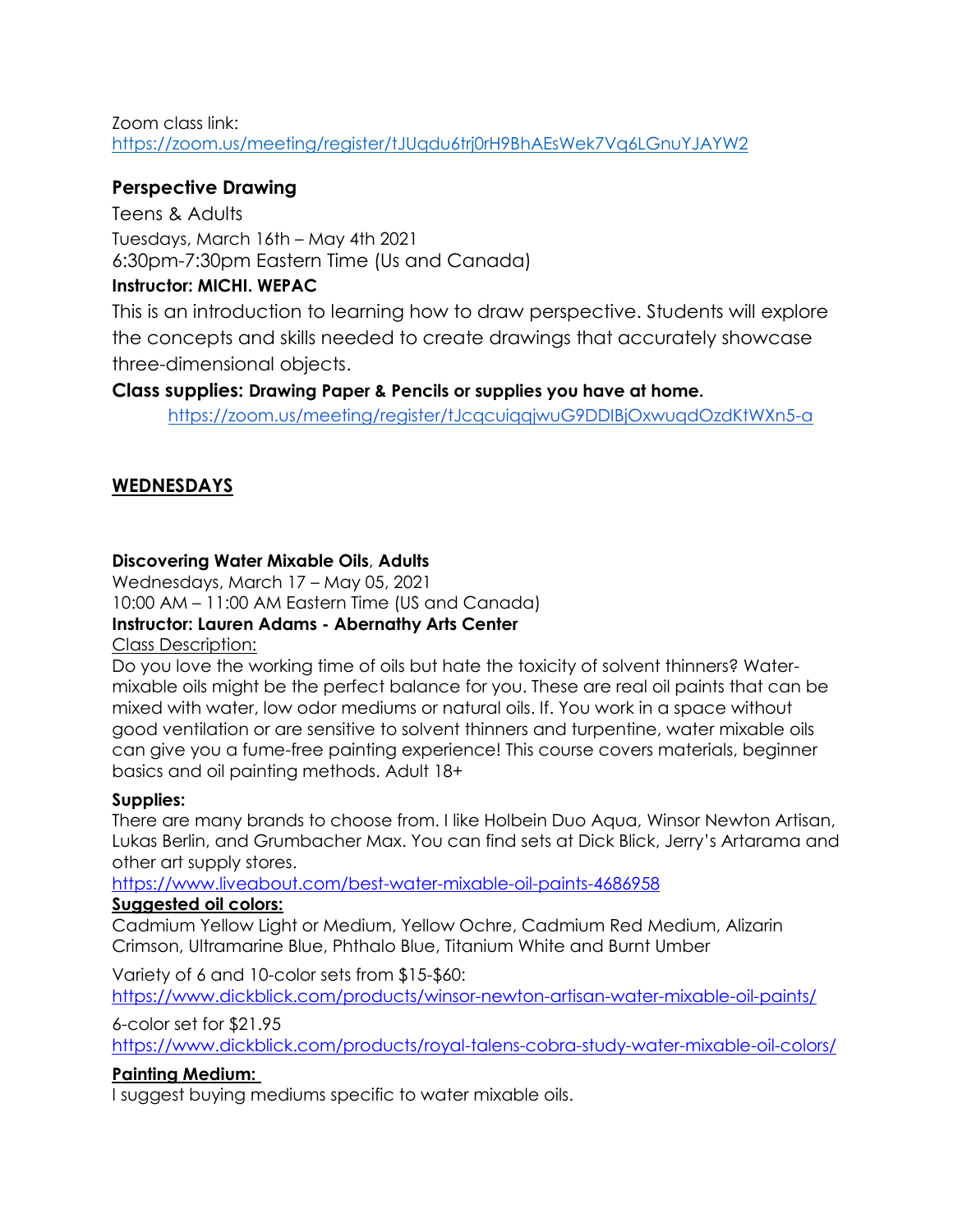Zoom class link:
https://zoom.us/meeting/register/tJUqdu6trj0rH9BhAEsWek7Vq6LGnuYJAYW2

### Perspective Drawing

Teens & Adults
Tuesdays, March 16th – May 4th 2021
6:30pm-7:30pm Eastern Time (Us and Canada)

**Instructor: MICHI. WEPAC**

This is an introduction to learning how to draw perspective. Students will explore the concepts and skills needed to create drawings that accurately showcase three-dimensional objects.

**Class supplies: Drawing Paper & Pencils or supplies you have at home.**

https://zoom.us/meeting/register/tJcqcuiqqjwuG9DDIBjOxwuqdOzdKtWXn5-a

## WEDNESDAYS

**Discovering Water Mixable Oils, Adults**
Wednesdays, March 17 – May 05, 2021
10:00 AM – 11:00 AM Eastern Time (US and Canada)
**Instructor: Lauren Adams - Abernathy Arts Center**

Class Description:
Do you love the working time of oils but hate the toxicity of solvent thinners? Water-mixable oils might be the perfect balance for you. These are real oil paints that can be mixed with water, low odor mediums or natural oils. If. You work in a space without good ventilation or are sensitive to solvent thinners and turpentine, water mixable oils can give you a fume-free painting experience! This course covers materials, beginner basics and oil painting methods. Adult 18+

**Supplies:**
There are many brands to choose from. I like Holbein Duo Aqua, Winsor Newton Artisan, Lukas Berlin, and Grumbacher Max. You can find sets at Dick Blick, Jerry's Artarama and other art supply stores.
https://www.liveabout.com/best-water-mixable-oil-paints-4686958

**Suggested oil colors:**
Cadmium Yellow Light or Medium, Yellow Ochre, Cadmium Red Medium, Alizarin Crimson, Ultramarine Blue, Phthalo Blue, Titanium White and Burnt Umber

Variety of 6 and 10-color sets from $15-$60:
https://www.dickblick.com/products/winsor-newton-artisan-water-mixable-oil-paints/

6-color set for $21.95
https://www.dickblick.com/products/royal-talens-cobra-study-water-mixable-oil-colors/

**Painting Medium:**
I suggest buying mediums specific to water mixable oils.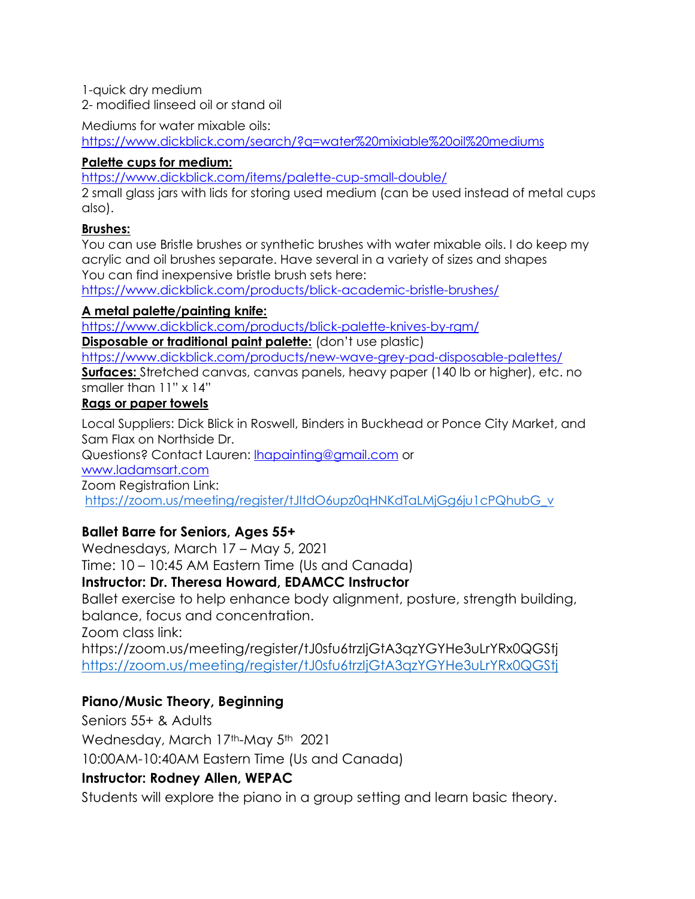1-quick dry medium
2- modified linseed oil or stand oil

Mediums for water mixable oils:
https://www.dickblick.com/search/?q=water%20mixiable%20oil%20mediums

**Palette cups for medium:**
https://www.dickblick.com/items/palette-cup-small-double/
2 small glass jars with lids for storing used medium (can be used instead of metal cups also).

**Brushes:**
You can use Bristle brushes or synthetic brushes with water mixable oils. I do keep my acrylic and oil brushes separate. Have several in a variety of sizes and shapes
You can find inexpensive bristle brush sets here:
https://www.dickblick.com/products/blick-academic-bristle-brushes/

**A metal palette/painting knife:**
https://www.dickblick.com/products/blick-palette-knives-by-rgm/
**Disposable or traditional paint palette:** (don't use plastic)
https://www.dickblick.com/products/new-wave-grey-pad-disposable-palettes/
**Surfaces:** Stretched canvas, canvas panels, heavy paper (140 lb or higher), etc. no smaller than 11" x 14"
**Rags or paper towels**

Local Suppliers: Dick Blick in Roswell, Binders in Buckhead or Ponce City Market, and Sam Flax on Northside Dr.
Questions? Contact Lauren: lhapainting@gmail.com or
www.ladamsart.com
Zoom Registration Link:
https://zoom.us/meeting/register/tJItdO6upz0qHNKdTaLMjGg6ju1cPQhubG_v

**Ballet Barre for Seniors, Ages 55+**
Wednesdays, March 17 – May 5, 2021
Time: 10 – 10:45 AM Eastern Time (Us and Canada)
**Instructor: Dr. Theresa Howard, EDAMCC Instructor**
Ballet exercise to help enhance body alignment, posture, strength building, balance, focus and concentration.
Zoom class link:
https://zoom.us/meeting/register/tJ0sfu6trzljGtA3qzYGYHe3uLrYRx0QGStj
https://zoom.us/meeting/register/tJ0sfu6trzljGtA3qzYGYHe3uLrYRx0QGStj

**Piano/Music Theory, Beginning**
Seniors 55+ & Adults
Wednesday, March 17th-May 5th 2021
10:00AM-10:40AM Eastern Time (Us and Canada)
**Instructor: Rodney Allen, WEPAC**
Students will explore the piano in a group setting and learn basic theory.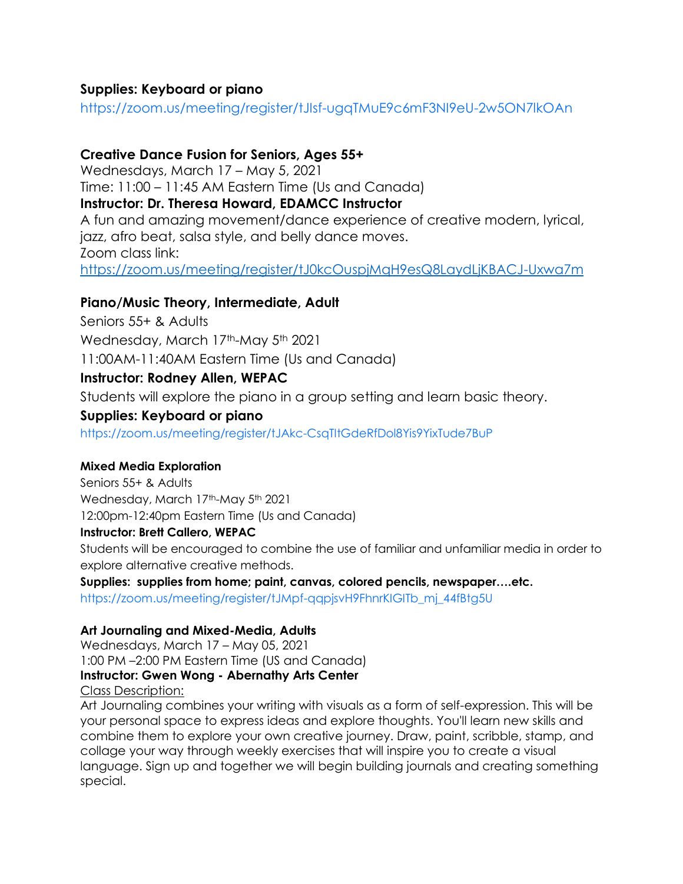**Supplies: Keyboard or piano**

https://zoom.us/meeting/register/tJIsf-ugqTMuE9c6mF3NI9eU-2w5ON7lkOAn

**Creative Dance Fusion for Seniors, Ages 55+**

Wednesdays, March 17 – May 5, 2021
Time: 11:00 – 11:45 AM Eastern Time (Us and Canada)
**Instructor: Dr. Theresa Howard, EDAMCC Instructor**
A fun and amazing movement/dance experience of creative modern, lyrical, jazz, afro beat, salsa style, and belly dance moves.
Zoom class link:
https://zoom.us/meeting/register/tJ0kcOuspjMqH9esQ8LaydLjKBACJ-Uxwa7m

**Piano/Music Theory, Intermediate, Adult**

Seniors 55+ & Adults

Wednesday, March 17th-May 5th 2021

11:00AM-11:40AM Eastern Time (Us and Canada)

**Instructor: Rodney Allen, WEPAC**

Students will explore the piano in a group setting and learn basic theory.

**Supplies: Keyboard or piano**

https://zoom.us/meeting/register/tJAkc-CsqTltGdeRfDol8Yis9YixTude7BuP

**Mixed Media Exploration**

Seniors 55+ & Adults

Wednesday, March 17th-May 5th 2021

12:00pm-12:40pm Eastern Time (Us and Canada)

**Instructor: Brett Callero, WEPAC**

Students will be encouraged to combine the use of familiar and unfamiliar media in order to explore alternative creative methods.

**Supplies: supplies from home; paint, canvas, colored pencils, newspaper….etc.**

https://zoom.us/meeting/register/tJMpf-qqpjsvH9FhnrKIGITb_mj_44fBtg5U

**Art Journaling and Mixed-Media, Adults**

Wednesdays, March 17 – May 05, 2021
1:00 PM –2:00 PM Eastern Time (US and Canada)
**Instructor: Gwen Wong - Abernathy Arts Center**
Class Description:
Art Journaling combines your writing with visuals as a form of self-expression. This will be your personal space to express ideas and explore thoughts. You'll learn new skills and combine them to explore your own creative journey. Draw, paint, scribble, stamp, and collage your way through weekly exercises that will inspire you to create a visual language. Sign up and together we will begin building journals and creating something special.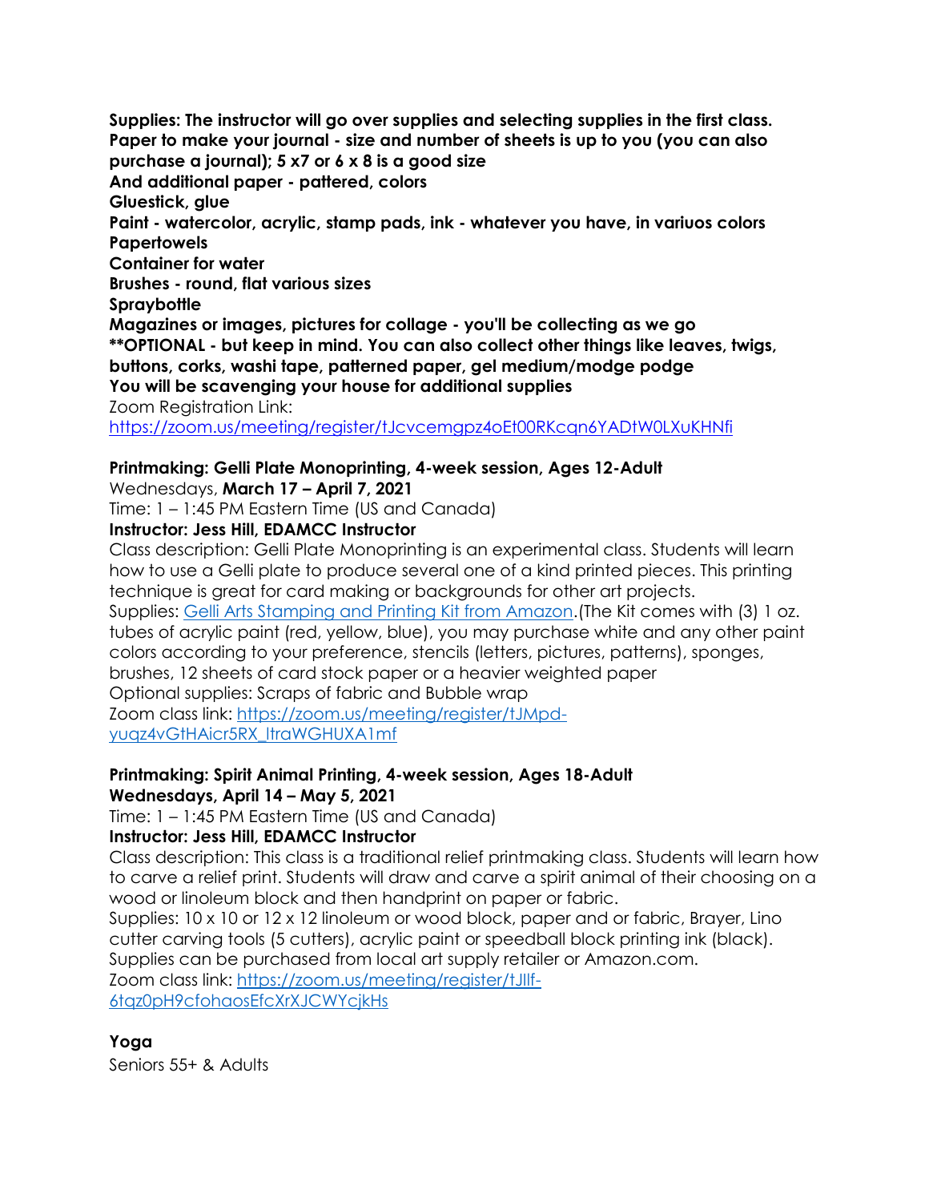**Supplies: The instructor will go over supplies and selecting supplies in the first class.**
**Paper to make your journal - size and number of sheets is up to you (you can also purchase a journal); 5 x7 or 6 x 8 is a good size**
**And additional paper - pattered, colors**
**Gluestick, glue**
**Paint - watercolor, acrylic, stamp pads, ink - whatever you have, in variuos colors**
**Papertowels**
**Container for water**
**Brushes - round, flat various sizes**
**Spraybottle**
**Magazines or images, pictures for collage - you'll be collecting as we go**
****OPTIONAL - but keep in mind. You can also collect other things like leaves, twigs, buttons, corks, washi tape, patterned paper, gel medium/modge podge**
**You will be scavenging your house for additional supplies**
Zoom Registration Link:
https://zoom.us/meeting/register/tJcvcemgpz4oEt00RKcqn6YADtW0LXuKHNfi

**Printmaking: Gelli Plate Monoprinting, 4-week session, Ages 12-Adult**
Wednesdays, **March 17 – April 7, 2021**
Time: 1 – 1:45 PM Eastern Time (US and Canada)
**Instructor: Jess Hill, EDAMCC Instructor**
Class description: Gelli Plate Monoprinting is an experimental class. Students will learn how to use a Gelli plate to produce several one of a kind printed pieces. This printing technique is great for card making or backgrounds for other art projects.
Supplies: Gelli Arts Stamping and Printing Kit from Amazon.(The Kit comes with (3) 1 oz. tubes of acrylic paint (red, yellow, blue), you may purchase white and any other paint colors according to your preference, stencils (letters, pictures, patterns), sponges, brushes, 12 sheets of card stock paper or a heavier weighted paper
Optional supplies: Scraps of fabric and Bubble wrap
Zoom class link: https://zoom.us/meeting/register/tJMpd-yuqz4vGtHAicr5RX_ItraWGHUXA1mf

**Printmaking: Spirit Animal Printing, 4-week session, Ages 18-Adult**
**Wednesdays, April 14 – May 5, 2021**
Time: 1 – 1:45 PM Eastern Time (US and Canada)
**Instructor: Jess Hill, EDAMCC Instructor**
Class description: This class is a traditional relief printmaking class. Students will learn how to carve a relief print. Students will draw and carve a spirit animal of their choosing on a wood or linoleum block and then handprint on paper or fabric.
Supplies: 10 x 10 or 12 x 12 linoleum or wood block, paper and or fabric, Brayer, Lino cutter carving tools (5 cutters), acrylic paint or speedball block printing ink (black).
Supplies can be purchased from local art supply retailer or Amazon.com.
Zoom class link: https://zoom.us/meeting/register/tJllf-6tqz0pH9cfohaosEfcXrXJCWYcjkHs

**Yoga**
Seniors 55+ & Adults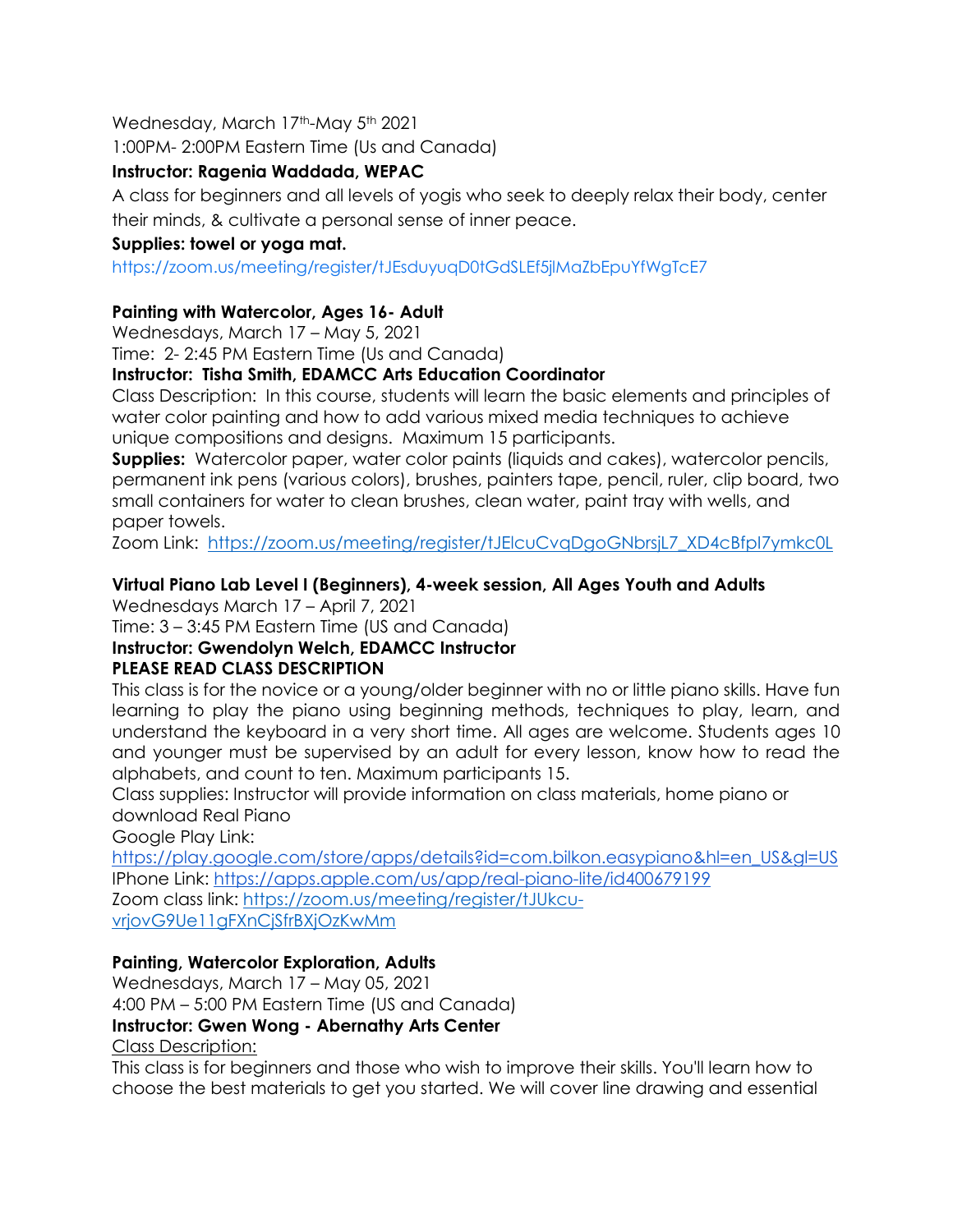Wednesday, March 17th-May 5th 2021
1:00PM- 2:00PM Eastern Time (Us and Canada)

**Instructor: Ragenia Waddada, WEPAC**

A class for beginners and all levels of yogis who seek to deeply relax their body, center their minds, & cultivate a personal sense of inner peace.

**Supplies: towel or yoga mat.**

https://zoom.us/meeting/register/tJEsduyuqD0tGdSLEf5jlMaZbEpuYfWgTcE7

**Painting with Watercolor, Ages 16- Adult**

Wednesdays, March 17 – May 5, 2021
Time: 2- 2:45 PM Eastern Time (Us and Canada)

**Instructor: Tisha Smith, EDAMCC Arts Education Coordinator**

Class Description: In this course, students will learn the basic elements and principles of water color painting and how to add various mixed media techniques to achieve unique compositions and designs. Maximum 15 participants.

**Supplies:** Watercolor paper, water color paints (liquids and cakes), watercolor pencils, permanent ink pens (various colors), brushes, painters tape, pencil, ruler, clip board, two small containers for water to clean brushes, clean water, paint tray with wells, and paper towels.

Zoom Link: https://zoom.us/meeting/register/tJElcuCvqDgoGNbrsjL7_XD4cBfpI7ymkc0L

**Virtual Piano Lab Level I (Beginners), 4-week session, All Ages Youth and Adults**

Wednesdays March 17 – April 7, 2021
Time: 3 – 3:45 PM Eastern Time (US and Canada)

**Instructor: Gwendolyn Welch, EDAMCC Instructor**

**PLEASE READ CLASS DESCRIPTION**

This class is for the novice or a young/older beginner with no or little piano skills. Have fun learning to play the piano using beginning methods, techniques to play, learn, and understand the keyboard in a very short time. All ages are welcome. Students ages 10 and younger must be supervised by an adult for every lesson, know how to read the alphabets, and count to ten. Maximum participants 15.

Class supplies: Instructor will provide information on class materials, home piano or download Real Piano

Google Play Link:
https://play.google.com/store/apps/details?id=com.bilkon.easypiano&hl=en_US&gl=US
IPhone Link: https://apps.apple.com/us/app/real-piano-lite/id400679199
Zoom class link: https://zoom.us/meeting/register/tJUkcu-vrjovG9Ue11gFXnCjSfrBXjOzKwMm

**Painting, Watercolor Exploration, Adults**

Wednesdays, March 17 – May 05, 2021
4:00 PM – 5:00 PM Eastern Time (US and Canada)

**Instructor: Gwen Wong - Abernathy Arts Center**

Class Description:

This class is for beginners and those who wish to improve their skills. You'll learn how to choose the best materials to get you started. We will cover line drawing and essential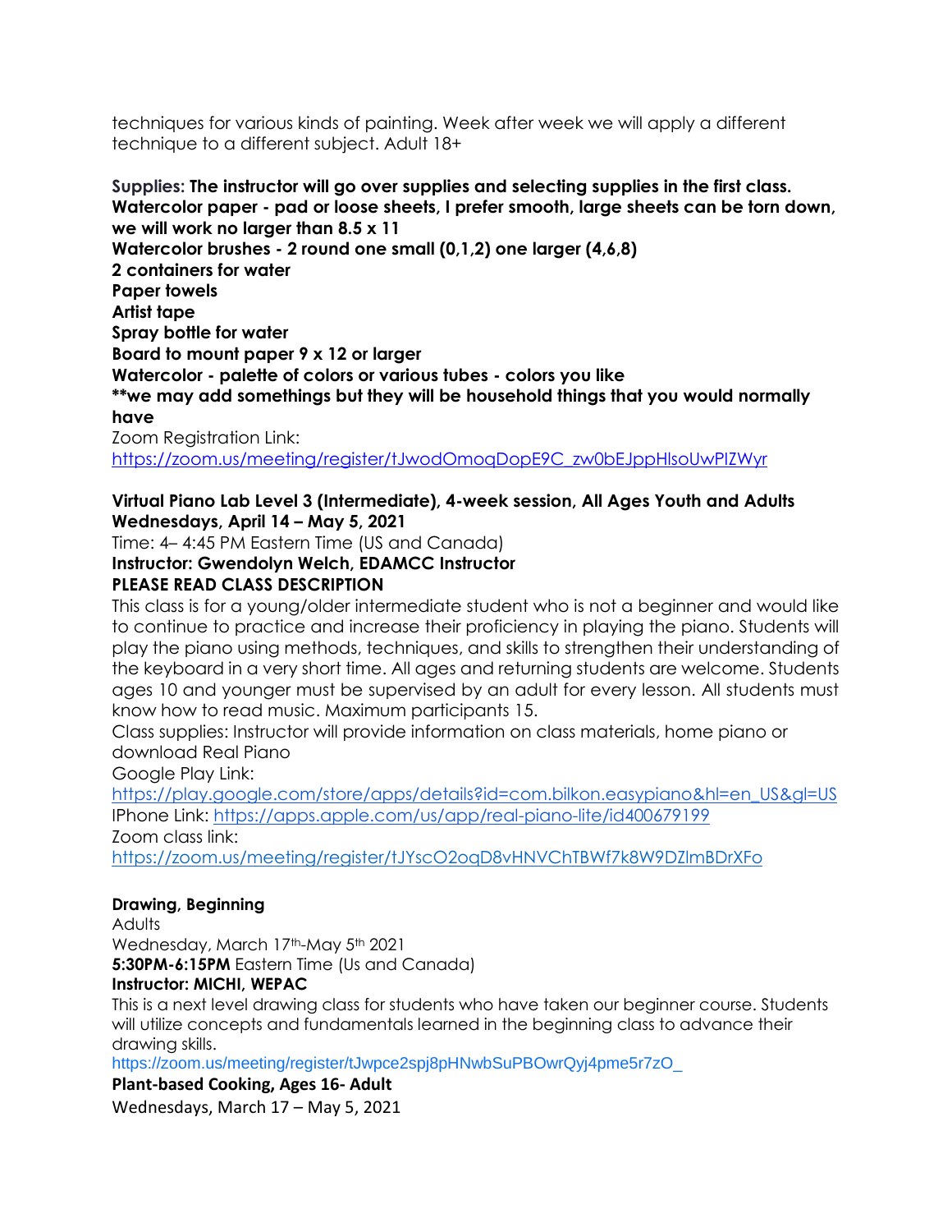techniques for various kinds of painting. Week after week we will apply a different technique to a different subject. Adult 18+

**Supplies: The instructor will go over supplies and selecting supplies in the first class.**
**Watercolor paper - pad or loose sheets, I prefer smooth, large sheets can be torn down, we will work no larger than 8.5 x 11**
**Watercolor brushes - 2 round one small (0,1,2) one larger (4,6,8)**
**2 containers for water**
**Paper towels**
**Artist tape**
**Spray bottle for water**
**Board to mount paper 9 x 12 or larger**
**Watercolor - palette of colors or various tubes - colors you like**
****we may add somethings but they will be household things that you would normally have**
Zoom Registration Link:
https://zoom.us/meeting/register/tJwodOmoqDopE9C_zw0bEJppHlsoUwPIZWyr

**Virtual Piano Lab Level 3 (Intermediate), 4-week session, All Ages Youth and Adults**
**Wednesdays, April 14 – May 5, 2021**
Time: 4– 4:45 PM Eastern Time (US and Canada)
**Instructor: Gwendolyn Welch, EDAMCC Instructor**
**PLEASE READ CLASS DESCRIPTION**
This class is for a young/older intermediate student who is not a beginner and would like to continue to practice and increase their proficiency in playing the piano. Students will play the piano using methods, techniques, and skills to strengthen their understanding of the keyboard in a very short time. All ages and returning students are welcome. Students ages 10 and younger must be supervised by an adult for every lesson. All students must know how to read music. Maximum participants 15.
Class supplies: Instructor will provide information on class materials, home piano or download Real Piano
Google Play Link:
https://play.google.com/store/apps/details?id=com.bilkon.easypiano&hl=en_US&gl=US
IPhone Link: https://apps.apple.com/us/app/real-piano-lite/id400679199
Zoom class link:
https://zoom.us/meeting/register/tJYscO2oqD8vHNVChTBWf7k8W9DZlmBDrXFo

**Drawing, Beginning**
Adults
Wednesday, March 17th-May 5th 2021
**5:30PM-6:15PM** Eastern Time (Us and Canada)
**Instructor: MICHI, WEPAC**
This is a next level drawing class for students who have taken our beginner course. Students will utilize concepts and fundamentals learned in the beginning class to advance their drawing skills.
https://zoom.us/meeting/register/tJwpce2spj8pHNwbSuPBOwrQyj4pme5r7zO_

**Plant-based Cooking, Ages 16- Adult**
Wednesdays, March 17 – May 5, 2021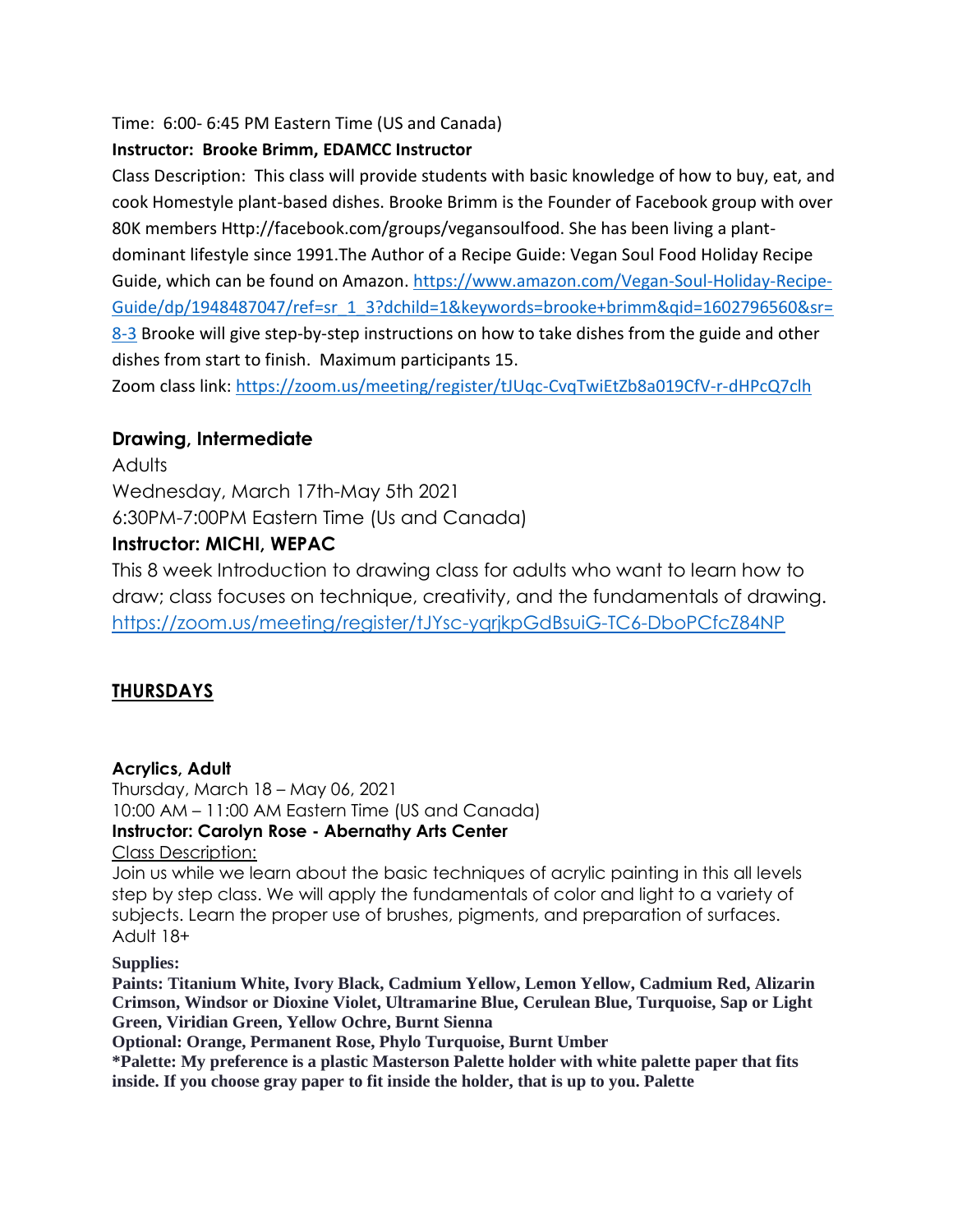Time: 6:00- 6:45 PM Eastern Time (US and Canada)

**Instructor: Brooke Brimm, EDAMCC Instructor**

Class Description: This class will provide students with basic knowledge of how to buy, eat, and cook Homestyle plant-based dishes. Brooke Brimm is the Founder of Facebook group with over 80K members Http://facebook.com/groups/vegansoulfood. She has been living a plant-dominant lifestyle since 1991.The Author of a Recipe Guide: Vegan Soul Food Holiday Recipe Guide, which can be found on Amazon. https://www.amazon.com/Vegan-Soul-Holiday-Recipe-Guide/dp/1948487047/ref=sr_1_3?dchild=1&keywords=brooke+brimm&qid=1602796560&sr=8-3 Brooke will give step-by-step instructions on how to take dishes from the guide and other dishes from start to finish. Maximum participants 15.

Zoom class link: https://zoom.us/meeting/register/tJUqc-CvqTwiEtZb8a019CfV-r-dHPcQ7clh

### Drawing, Intermediate

Adults

Wednesday, March 17th-May 5th 2021

6:30PM-7:00PM Eastern Time (Us and Canada)

**Instructor: MICHI, WEPAC**

This 8 week Introduction to drawing class for adults who want to learn how to draw; class focuses on technique, creativity, and the fundamentals of drawing.

https://zoom.us/meeting/register/tJYsc-yqrjkpGdBsuiG-TC6-DboPCfcZ84NP

## THURSDAYS

### Acrylics, Adult

Thursday, March 18 – May 06, 2021

10:00 AM – 11:00 AM Eastern Time (US and Canada)

**Instructor: Carolyn Rose - Abernathy Arts Center**

Class Description:

Join us while we learn about the basic techniques of acrylic painting in this all levels step by step class. We will apply the fundamentals of color and light to a variety of subjects. Learn the proper use of brushes, pigments, and preparation of surfaces. Adult 18+

**Supplies:**

**Paints: Titanium White, Ivory Black, Cadmium Yellow, Lemon Yellow, Cadmium Red, Alizarin Crimson, Windsor or Dioxine Violet, Ultramarine Blue, Cerulean Blue, Turquoise, Sap or Light Green, Viridian Green, Yellow Ochre, Burnt Sienna**

**Optional: Orange, Permanent Rose, Phylo Turquoise, Burnt Umber**

**\*Palette: My preference is a plastic Masterson Palette holder with white palette paper that fits inside. If you choose gray paper to fit inside the holder, that is up to you. Palette**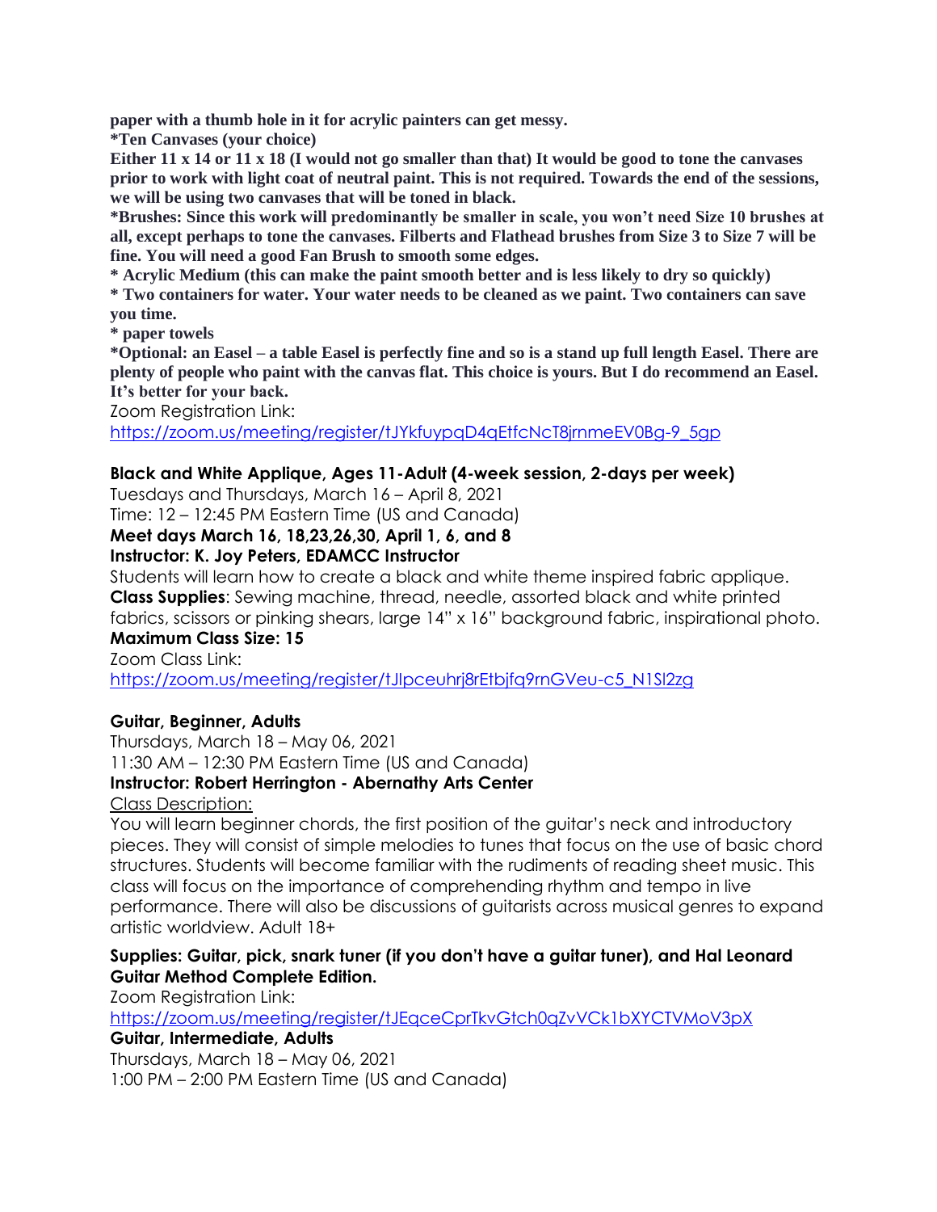**paper with a thumb hole in it for acrylic painters can get messy.**
**\*Ten Canvases (your choice)**
**Either 11 x 14 or 11 x 18 (I would not go smaller than that) It would be good to tone the canvases prior to work with light coat of neutral paint. This is not required. Towards the end of the sessions, we will be using two canvases that will be toned in black.**
**\*Brushes: Since this work will predominantly be smaller in scale, you won't need Size 10 brushes at all, except perhaps to tone the canvases. Filberts and Flathead brushes from Size 3 to Size 7 will be fine. You will need a good Fan Brush to smooth some edges.**
**\* Acrylic Medium (this can make the paint smooth better and is less likely to dry so quickly)**
**\* Two containers for water. Your water needs to be cleaned as we paint. Two containers can save you time.**
**\* paper towels**
**\*Optional: an Easel – a table Easel is perfectly fine and so is a stand up full length Easel. There are plenty of people who paint with the canvas flat. This choice is yours. But I do recommend an Easel. It's better for your back.**
Zoom Registration Link:
https://zoom.us/meeting/register/tJYkfuypqD4qEtfcNcT8jrnmeEV0Bg-9_5gp

**Black and White Applique, Ages 11-Adult (4-week session, 2-days per week)**
Tuesdays and Thursdays, March 16 – April 8, 2021
Time: 12 – 12:45 PM Eastern Time (US and Canada)
**Meet days March 16, 18,23,26,30, April 1, 6, and 8**
**Instructor: K. Joy Peters, EDAMCC Instructor**
Students will learn how to create a black and white theme inspired fabric applique.
**Class Supplies**: Sewing machine, thread, needle, assorted black and white printed fabrics, scissors or pinking shears, large 14" x 16" background fabric, inspirational photo.
**Maximum Class Size: 15**
Zoom Class Link:
https://zoom.us/meeting/register/tJIpceuhrj8rEtbjfq9rnGVeu-c5_N1SI2zg

**Guitar, Beginner, Adults**
Thursdays, March 18 – May 06, 2021
11:30 AM – 12:30 PM Eastern Time (US and Canada)
**Instructor: Robert Herrington - Abernathy Arts Center**
Class Description:
You will learn beginner chords, the first position of the guitar's neck and introductory pieces. They will consist of simple melodies to tunes that focus on the use of basic chord structures. Students will become familiar with the rudiments of reading sheet music. This class will focus on the importance of comprehending rhythm and tempo in live performance. There will also be discussions of guitarists across musical genres to expand artistic worldview. Adult 18+

**Supplies: Guitar, pick, snark tuner (if you don't have a guitar tuner), and Hal Leonard Guitar Method Complete Edition.**
Zoom Registration Link:
https://zoom.us/meeting/register/tJEqceCprTkvGtch0qZvVCk1bXYCTVMoV3pX
**Guitar, Intermediate, Adults**
Thursdays, March 18 – May 06, 2021
1:00 PM – 2:00 PM Eastern Time (US and Canada)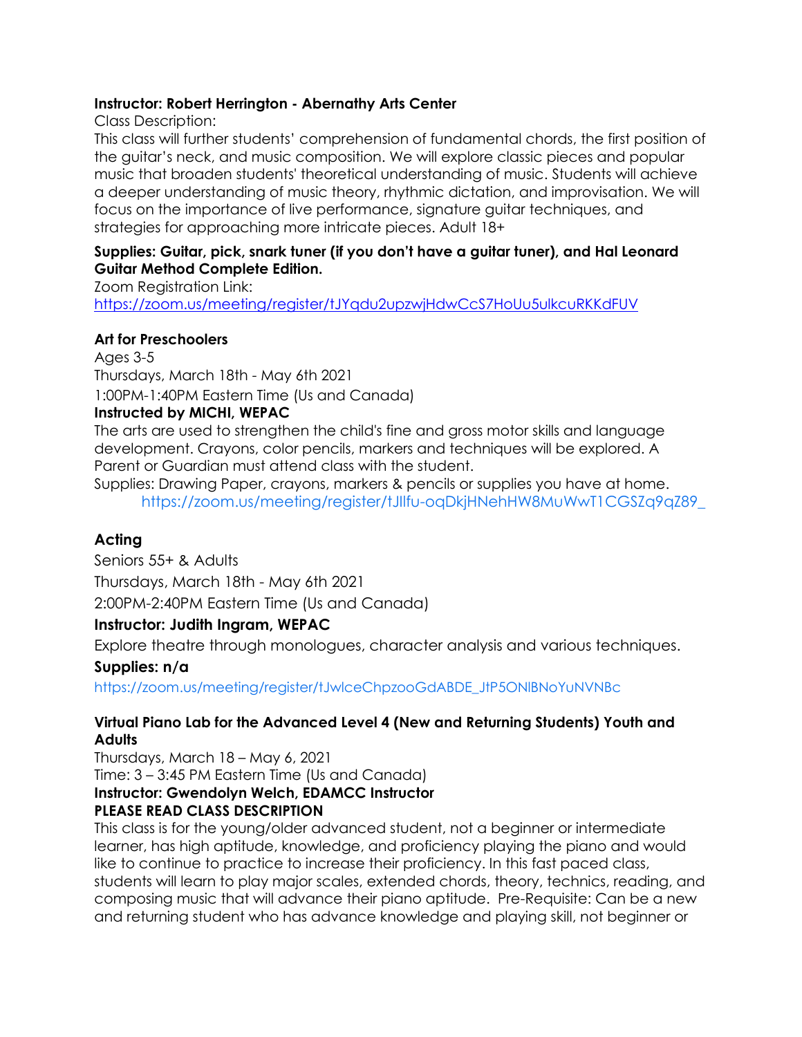**Instructor: Robert Herrington - Abernathy Arts Center**

Class Description:

This class will further students' comprehension of fundamental chords, the first position of the guitar's neck, and music composition. We will explore classic pieces and popular music that broaden students' theoretical understanding of music. Students will achieve a deeper understanding of music theory, rhythmic dictation, and improvisation. We will focus on the importance of live performance, signature guitar techniques, and strategies for approaching more intricate pieces. Adult 18+

**Supplies: Guitar, pick, snark tuner (if you don't have a guitar tuner), and Hal Leonard Guitar Method Complete Edition.**

Zoom Registration Link:
https://zoom.us/meeting/register/tJYqdu2upzwjHdwCcS7HoUu5ulkcuRKKdFUV

**Art for Preschoolers**

Ages 3-5

Thursdays, March 18th - May 6th 2021

1:00PM-1:40PM Eastern Time (Us and Canada)

**Instructed by MICHI, WEPAC**

The arts are used to strengthen the child's fine and gross motor skills and language development. Crayons, color pencils, markers and techniques will be explored. A Parent or Guardian must attend class with the student.

Supplies: Drawing Paper, crayons, markers & pencils or supplies you have at home.

https://zoom.us/meeting/register/tJIlfu-oqDkjHNehHW8MuWwT1CGSZq9qZ89_

## Acting

Seniors 55+ & Adults

Thursdays, March 18th - May 6th 2021

2:00PM-2:40PM Eastern Time (Us and Canada)

**Instructor: Judith Ingram, WEPAC**

Explore theatre through monologues, character analysis and various techniques.

**Supplies: n/a**

https://zoom.us/meeting/register/tJwlceChpzooGdABDE_JtP5ONlBNoYuNVNBc

**Virtual Piano Lab for the Advanced Level 4 (New and Returning Students) Youth and Adults**

Thursdays, March 18 – May 6, 2021

Time: 3 – 3:45 PM Eastern Time (Us and Canada)

**Instructor: Gwendolyn Welch, EDAMCC Instructor**

**PLEASE READ CLASS DESCRIPTION**

This class is for the young/older advanced student, not a beginner or intermediate learner, has high aptitude, knowledge, and proficiency playing the piano and would like to continue to practice to increase their proficiency. In this fast paced class, students will learn to play major scales, extended chords, theory, technics, reading, and composing music that will advance their piano aptitude. Pre-Requisite: Can be a new and returning student who has advance knowledge and playing skill, not beginner or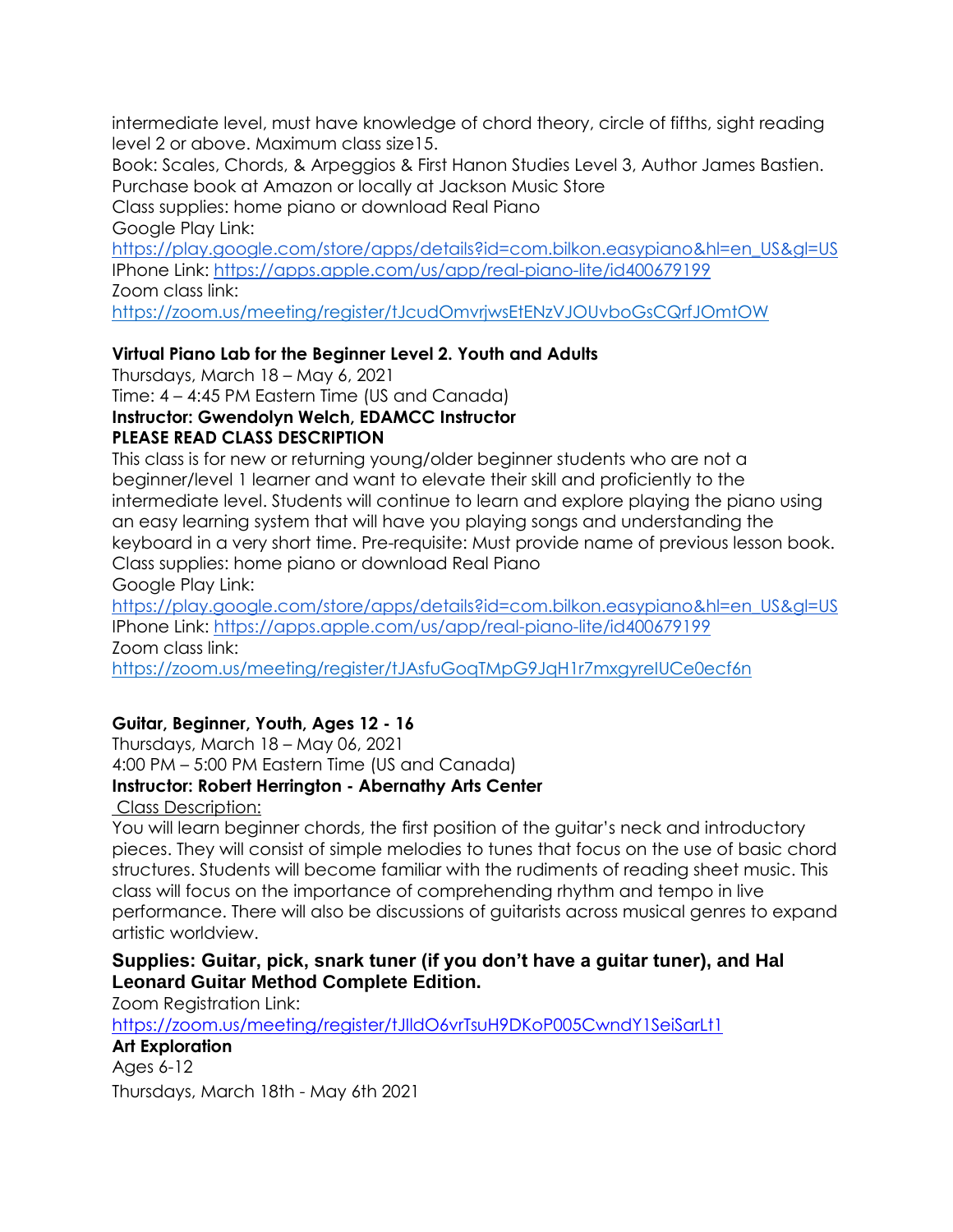intermediate level, must have knowledge of chord theory, circle of fifths, sight reading level 2 or above. Maximum class size15.

Book: Scales, Chords, & Arpeggios & First Hanon Studies Level 3, Author James Bastien. Purchase book at Amazon or locally at Jackson Music Store

Class supplies: home piano or download Real Piano

Google Play Link:
https://play.google.com/store/apps/details?id=com.bilkon.easypiano&hl=en_US&gl=US

IPhone Link: https://apps.apple.com/us/app/real-piano-lite/id400679199

Zoom class link:
https://zoom.us/meeting/register/tJcudOmvrjwsEtENzVJOUvboGsCQrfJOmtOW

**Virtual Piano Lab for the Beginner Level 2. Youth and Adults**

Thursdays, March 18 – May 6, 2021

Time: 4 – 4:45 PM Eastern Time (US and Canada)

**Instructor: Gwendolyn Welch, EDAMCC Instructor**

**PLEASE READ CLASS DESCRIPTION**

This class is for new or returning young/older beginner students who are not a beginner/level 1 learner and want to elevate their skill and proficiently to the intermediate level. Students will continue to learn and explore playing the piano using an easy learning system that will have you playing songs and understanding the keyboard in a very short time. Pre-requisite: Must provide name of previous lesson book.

Class supplies: home piano or download Real Piano

Google Play Link:
https://play.google.com/store/apps/details?id=com.bilkon.easypiano&hl=en_US&gl=US

IPhone Link: https://apps.apple.com/us/app/real-piano-lite/id400679199

Zoom class link:
https://zoom.us/meeting/register/tJAsfuGoqTMpG9JqH1r7mxgyreIUCe0ecf6n

**Guitar, Beginner, Youth, Ages 12 - 16**

Thursdays, March 18 – May 06, 2021

4:00 PM – 5:00 PM Eastern Time (US and Canada)

**Instructor: Robert Herrington - Abernathy Arts Center**

Class Description:

You will learn beginner chords, the first position of the guitar's neck and introductory pieces. They will consist of simple melodies to tunes that focus on the use of basic chord structures. Students will become familiar with the rudiments of reading sheet music. This class will focus on the importance of comprehending rhythm and tempo in live performance. There will also be discussions of guitarists across musical genres to expand artistic worldview.

**Supplies: Guitar, pick, snark tuner (if you don't have a guitar tuner), and Hal Leonard Guitar Method Complete Edition.**

Zoom Registration Link:
https://zoom.us/meeting/register/tJlldO6vrTsuH9DKoP005CwndY1SeiSarLt1

**Art Exploration**

Ages 6-12

Thursdays, March 18th - May 6th 2021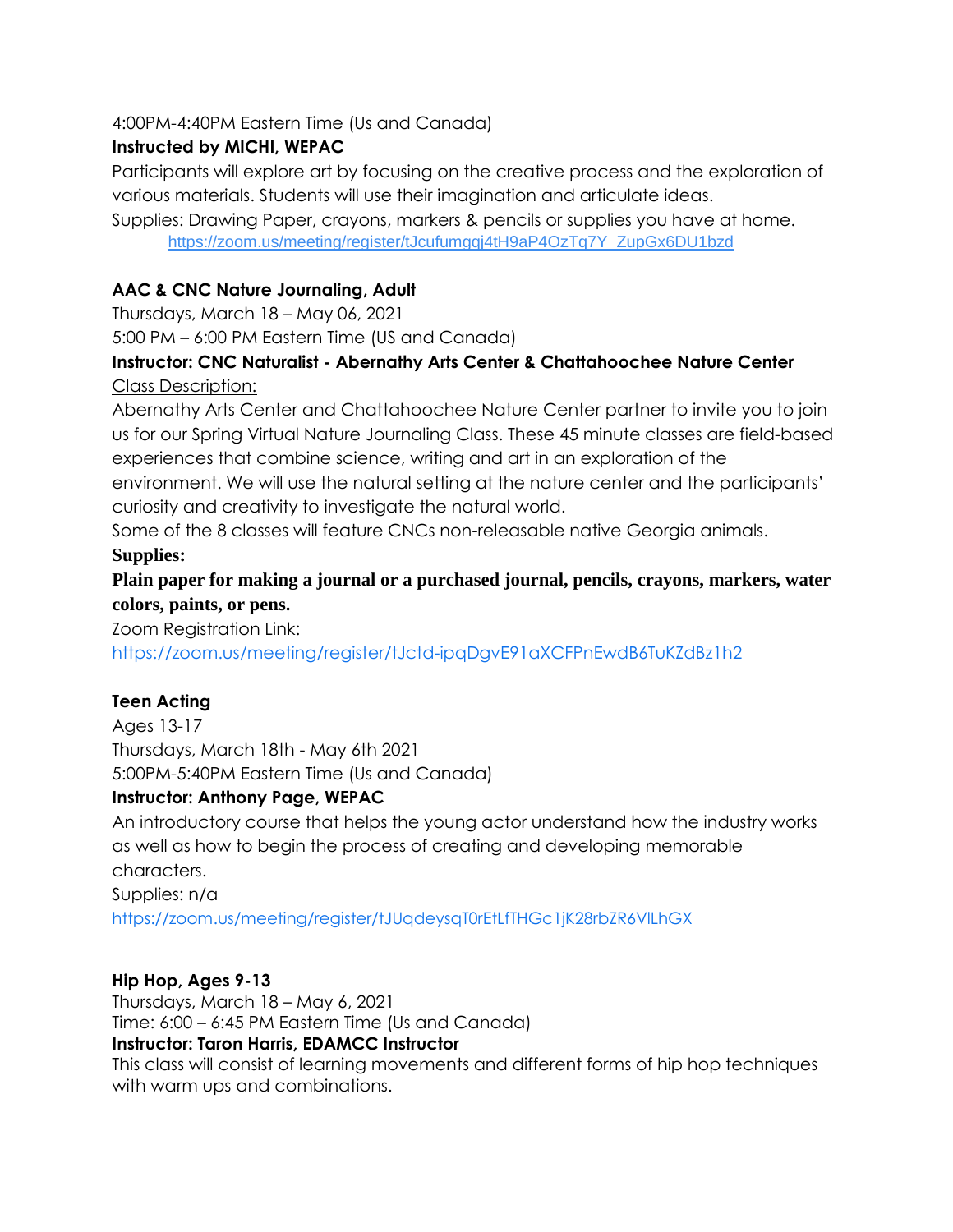4:00PM-4:40PM Eastern Time (Us and Canada)

**Instructed by MICHI, WEPAC**

Participants will explore art by focusing on the creative process and the exploration of various materials. Students will use their imagination and articulate ideas.

Supplies: Drawing Paper, crayons, markers & pencils or supplies you have at home.

https://zoom.us/meeting/register/tJcufumgqj4tH9aP4OzTq7Y_ZupGx6DU1bzd

**AAC & CNC Nature Journaling, Adult**

Thursdays, March 18 – May 06, 2021

5:00 PM – 6:00 PM Eastern Time (US and Canada)

**Instructor: CNC Naturalist - Abernathy Arts Center & Chattahoochee Nature Center**

Class Description:

Abernathy Arts Center and Chattahoochee Nature Center partner to invite you to join us for our Spring Virtual Nature Journaling Class. These 45 minute classes are field-based experiences that combine science, writing and art in an exploration of the environment. We will use the natural setting at the nature center and the participants' curiosity and creativity to investigate the natural world.

Some of the 8 classes will feature CNCs non-releasable native Georgia animals.

**Supplies:**

**Plain paper for making a journal or a purchased journal, pencils, crayons, markers, water colors, paints, or pens.**

Zoom Registration Link:

https://zoom.us/meeting/register/tJctd-ipqDgvE91aXCFPnEwdB6TuKZdBz1h2

**Teen Acting**

Ages 13-17

Thursdays, March 18th - May 6th 2021

5:00PM-5:40PM Eastern Time (Us and Canada)

**Instructor: Anthony Page, WEPAC**

An introductory course that helps the young actor understand how the industry works as well as how to begin the process of creating and developing memorable characters.

Supplies: n/a

https://zoom.us/meeting/register/tJUqdeysqT0rEtLfTHGc1jK28rbZR6VlLhGX

**Hip Hop, Ages 9-13**

Thursdays, March 18 – May 6, 2021

Time: 6:00 – 6:45 PM Eastern Time (Us and Canada)

**Instructor: Taron Harris, EDAMCC Instructor**

This class will consist of learning movements and different forms of hip hop techniques with warm ups and combinations.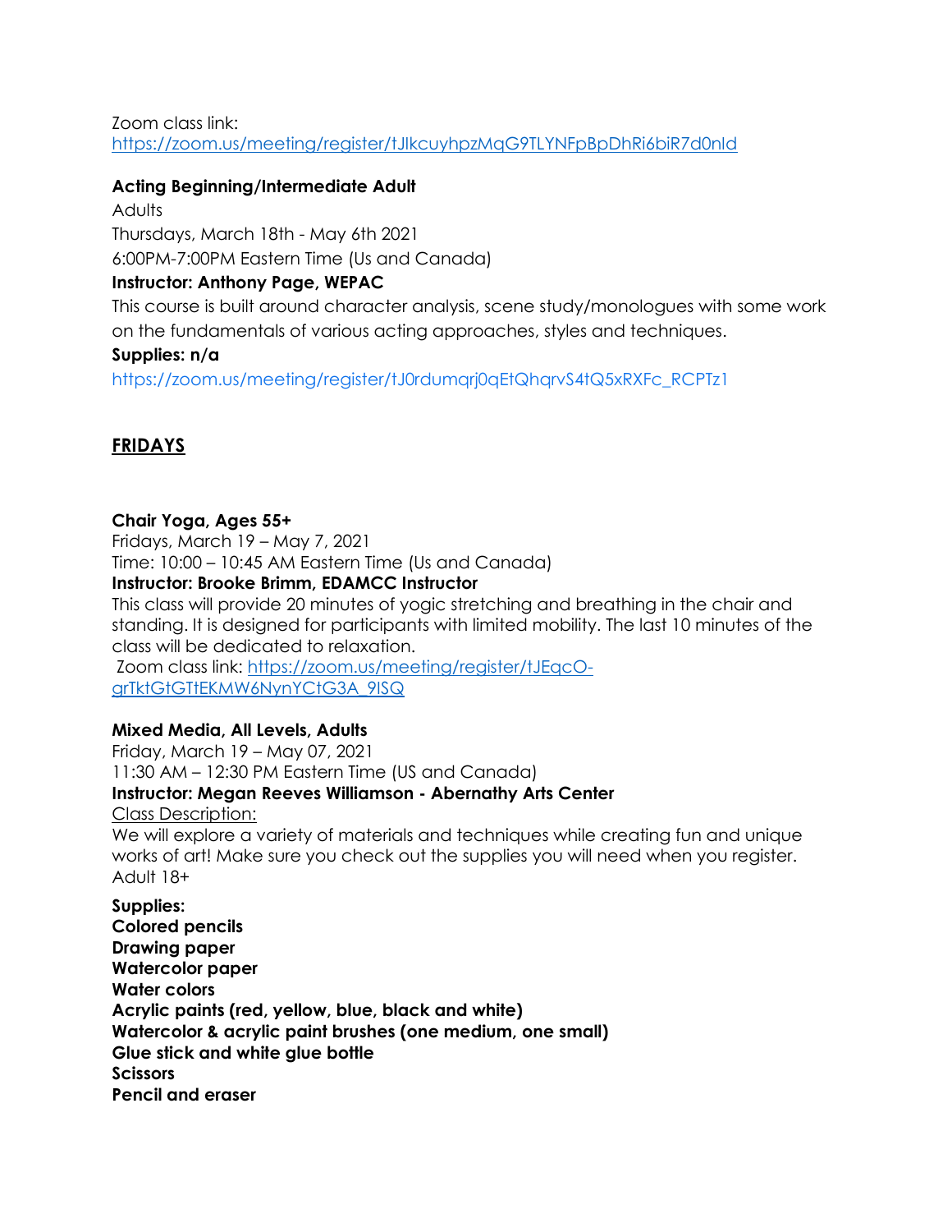Zoom class link:
https://zoom.us/meeting/register/tJIkcuyhpzMqG9TLYNFpBpDhRi6biR7d0nId

**Acting Beginning/Intermediate Adult**

Adults
Thursdays, March 18th - May 6th 2021
6:00PM-7:00PM Eastern Time (Us and Canada)

**Instructor: Anthony Page, WEPAC**

This course is built around character analysis, scene study/monologues with some work on the fundamentals of various acting approaches, styles and techniques.

**Supplies: n/a**

https://zoom.us/meeting/register/tJ0rdumqrj0qEtQhqrvS4tQ5xRXFc_RCPTz1

## FRIDAYS

**Chair Yoga, Ages 55+**

Fridays, March 19 – May 7, 2021
Time: 10:00 – 10:45 AM Eastern Time (Us and Canada)

**Instructor: Brooke Brimm, EDAMCC Instructor**

This class will provide 20 minutes of yogic stretching and breathing in the chair and standing. It is designed for participants with limited mobility. The last 10 minutes of the class will be dedicated to relaxation.
Zoom class link: https://zoom.us/meeting/register/tJEqcO-grTktGtGTtEKMW6NynYCtG3A_9ISQ

**Mixed Media, All Levels, Adults**

Friday, March 19 – May 07, 2021
11:30 AM – 12:30 PM Eastern Time (US and Canada)

**Instructor: Megan Reeves Williamson - Abernathy Arts Center**

Class Description:
We will explore a variety of materials and techniques while creating fun and unique works of art! Make sure you check out the supplies you will need when you register. Adult 18+

**Supplies:**
**Colored pencils**
**Drawing paper**
**Watercolor paper**
**Water colors**
**Acrylic paints (red, yellow, blue, black and white)**
**Watercolor & acrylic paint brushes (one medium, one small)**
**Glue stick and white glue bottle**
**Scissors**
**Pencil and eraser**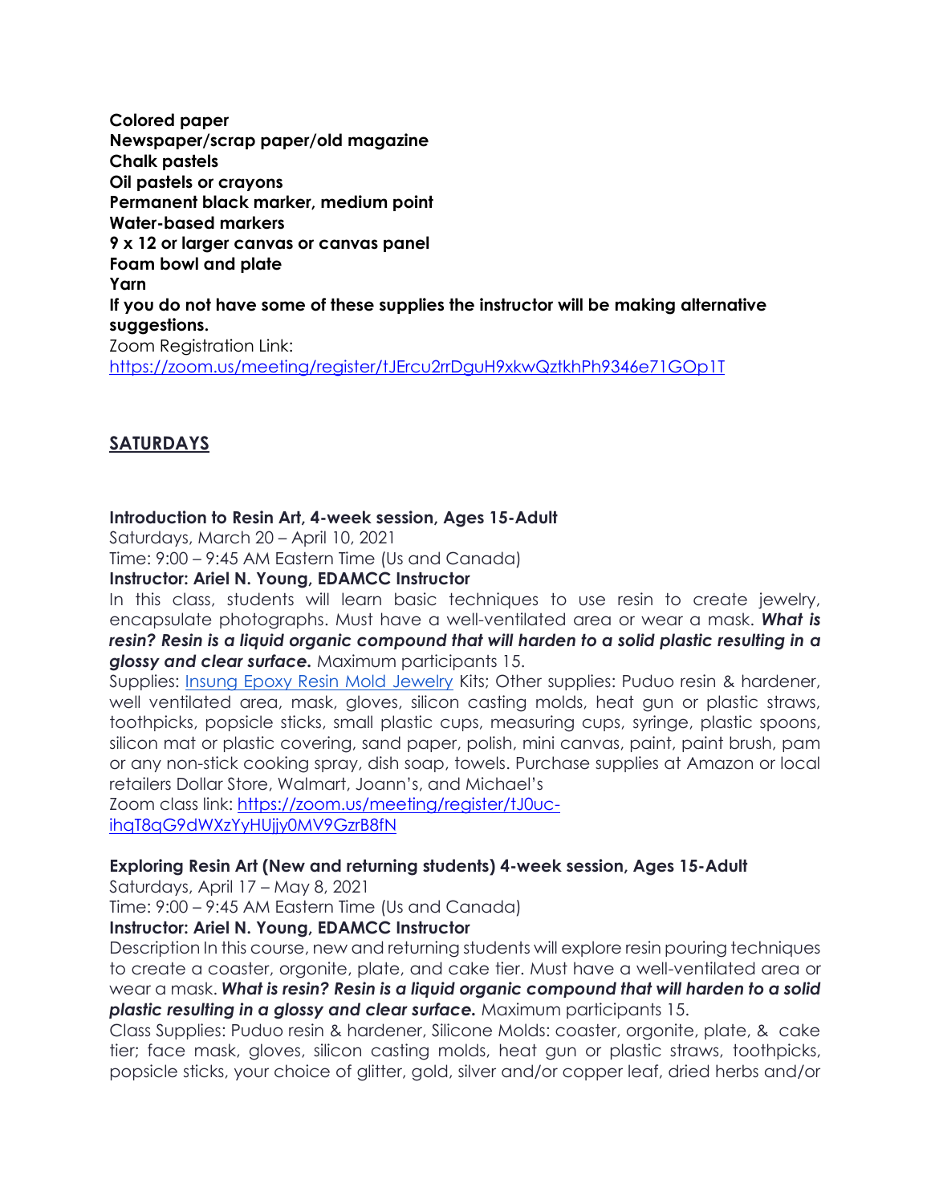**Colored paper**
**Newspaper/scrap paper/old magazine**
**Chalk pastels**
**Oil pastels or crayons**
**Permanent black marker, medium point**
**Water-based markers**
**9 x 12 or larger canvas or canvas panel**
**Foam bowl and plate**
**Yarn**
**If you do not have some of these supplies the instructor will be making alternative suggestions.**
Zoom Registration Link:
[https://zoom.us/meeting/register/tJErcu2rrDguH9xkwQztkhPh9346e71GOp1T](https://zoom.us/meeting/register/tJErcu2rrDguH9xkwQztkhPh9346e71GOp1T)

## SATURDAYS

**Introduction to Resin Art, 4-week session, Ages 15-Adult**
Saturdays, March 20 – April 10, 2021
Time: 9:00 – 9:45 AM Eastern Time (Us and Canada)
**Instructor: Ariel N. Young, EDAMCC Instructor**
In this class, students will learn basic techniques to use resin to create jewelry, encapsulate photographs. Must have a well-ventilated area or wear a mask. ***What is resin? Resin is a liquid organic compound that will harden to a solid plastic resulting in a glossy and clear surface.*** Maximum participants 15.
Supplies: Insung Epoxy Resin Mold Jewelry Kits; Other supplies: Puduo resin & hardener, well ventilated area, mask, gloves, silicon casting molds, heat gun or plastic straws, toothpicks, popsicle sticks, small plastic cups, measuring cups, syringe, plastic spoons, silicon mat or plastic covering, sand paper, polish, mini canvas, paint, paint brush, pam or any non-stick cooking spray, dish soap, towels. Purchase supplies at Amazon or local retailers Dollar Store, Walmart, Joann's, and Michael's
Zoom class link: [https://zoom.us/meeting/register/tJ0uc-ihqT8qG9dWXzYyHUjjy0MV9GzrB8fN](https://zoom.us/meeting/register/tJ0uc-ihqT8qG9dWXzYyHUjjy0MV9GzrB8fN)

**Exploring Resin Art (New and returning students) 4-week session, Ages 15-Adult**
Saturdays, April 17 – May 8, 2021
Time: 9:00 – 9:45 AM Eastern Time (Us and Canada)
**Instructor: Ariel N. Young, EDAMCC Instructor**
Description In this course, new and returning students will explore resin pouring techniques to create a coaster, orgonite, plate, and cake tier. Must have a well-ventilated area or wear a mask. ***What is resin? Resin is a liquid organic compound that will harden to a solid plastic resulting in a glossy and clear surface.*** Maximum participants 15.
Class Supplies: Puduo resin & hardener, Silicone Molds: coaster, orgonite, plate, & cake tier; face mask, gloves, silicon casting molds, heat gun or plastic straws, toothpicks, popsicle sticks, your choice of glitter, gold, silver and/or copper leaf, dried herbs and/or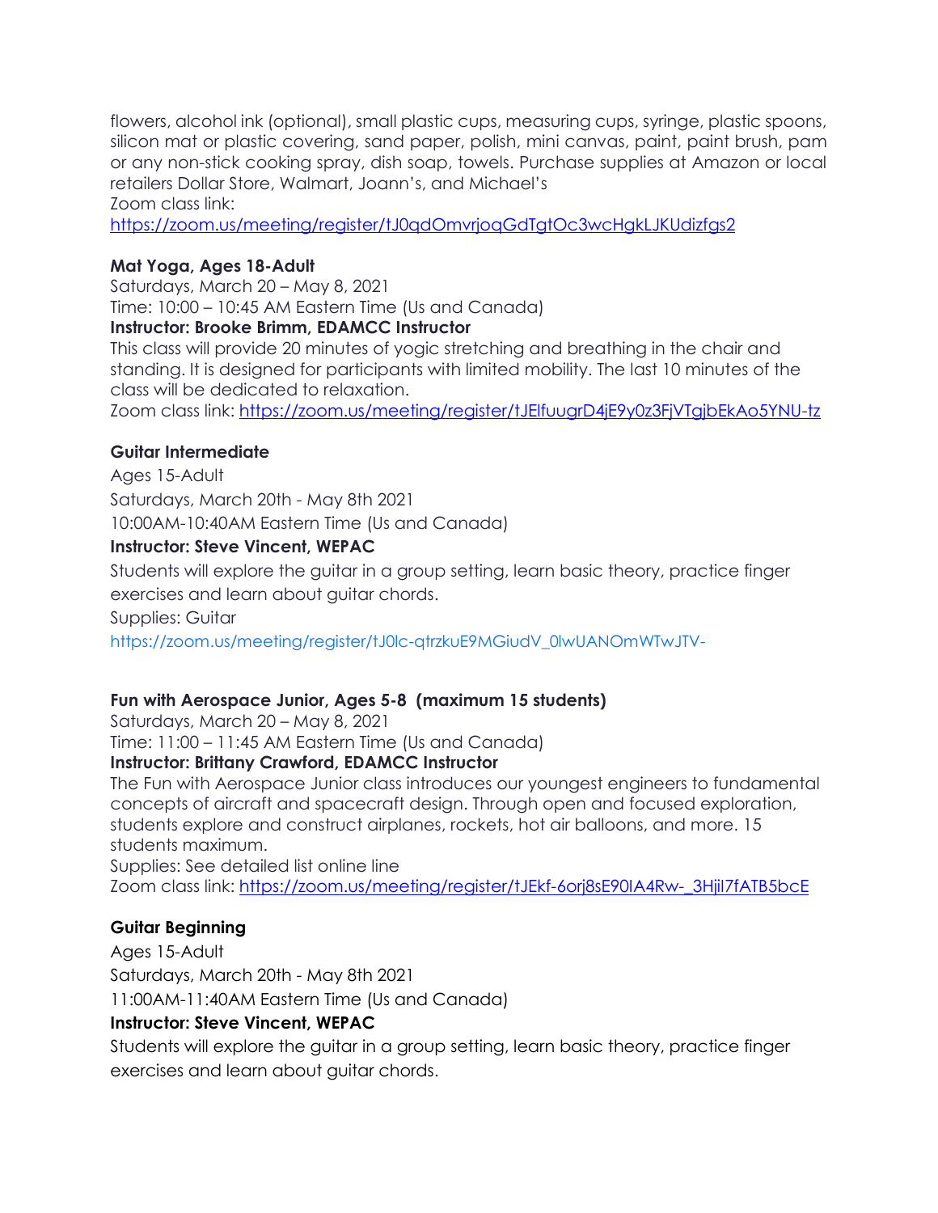flowers, alcohol ink (optional), small plastic cups, measuring cups, syringe, plastic spoons, silicon mat or plastic covering, sand paper, polish, mini canvas, paint, paint brush, pam or any non-stick cooking spray, dish soap, towels. Purchase supplies at Amazon or local retailers Dollar Store, Walmart, Joann's, and Michael's
Zoom class link:
https://zoom.us/meeting/register/tJ0qdOmvrjoqGdTgtOc3wcHgkLJKUdizfgs2

**Mat Yoga, Ages 18-Adult**
Saturdays, March 20 – May 8, 2021
Time: 10:00 – 10:45 AM Eastern Time (Us and Canada)
**Instructor: Brooke Brimm, EDAMCC Instructor**
This class will provide 20 minutes of yogic stretching and breathing in the chair and standing. It is designed for participants with limited mobility. The last 10 minutes of the class will be dedicated to relaxation.
Zoom class link: https://zoom.us/meeting/register/tJElfuugrD4jE9y0z3FjVTgjbEkAo5YNU-tz

**Guitar Intermediate**
Ages 15-Adult
Saturdays, March 20th - May 8th 2021
10:00AM-10:40AM Eastern Time (Us and Canada)
**Instructor: Steve Vincent, WEPAC**
Students will explore the guitar in a group setting, learn basic theory, practice finger exercises and learn about guitar chords.
Supplies: Guitar
https://zoom.us/meeting/register/tJ0lc-qtrzkuE9MGiudV_0lwUANOmWTwJTV-

**Fun with Aerospace Junior, Ages 5-8 (maximum 15 students)**
Saturdays, March 20 – May 8, 2021
Time: 11:00 – 11:45 AM Eastern Time (Us and Canada)
**Instructor: Brittany Crawford, EDAMCC Instructor**
The Fun with Aerospace Junior class introduces our youngest engineers to fundamental concepts of aircraft and spacecraft design. Through open and focused exploration, students explore and construct airplanes, rockets, hot air balloons, and more. 15 students maximum.
Supplies: See detailed list online line
Zoom class link: https://zoom.us/meeting/register/tJEkf-6orj8sE90IA4Rw-_3HjiI7fATB5bcE

**Guitar Beginning**
Ages 15-Adult
Saturdays, March 20th - May 8th 2021
11:00AM-11:40AM Eastern Time (Us and Canada)
**Instructor: Steve Vincent, WEPAC**
Students will explore the guitar in a group setting, learn basic theory, practice finger exercises and learn about guitar chords.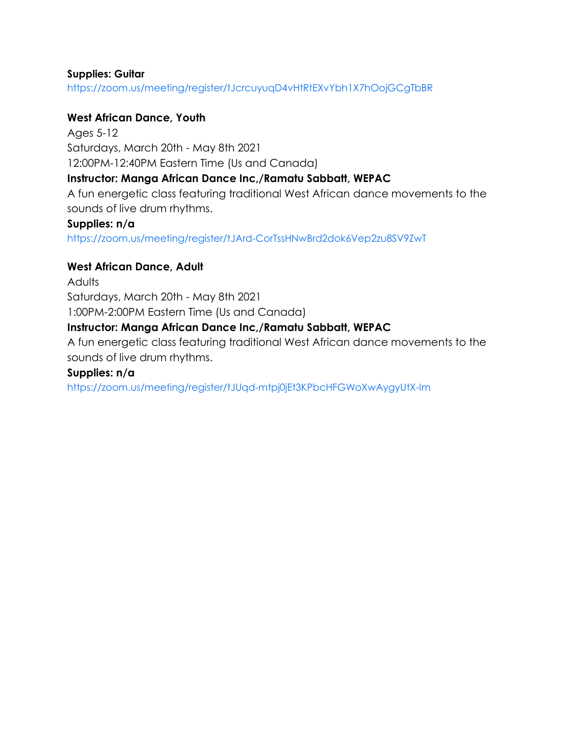**Supplies: Guitar**

https://zoom.us/meeting/register/tJcrcuyuqD4vHtRtEXvYbh1X7hOojGCgTbBR

**West African Dance, Youth**

Ages 5-12

Saturdays, March 20th - May 8th 2021

12:00PM-12:40PM Eastern Time (Us and Canada)

**Instructor: Manga African Dance Inc,/Ramatu Sabbatt, WEPAC**

A fun energetic class featuring traditional West African dance movements to the sounds of live drum rhythms.

**Supplies: n/a**

https://zoom.us/meeting/register/tJArd-CorTssHNwBrd2dok6Vep2zu8SV9ZwT

**West African Dance, Adult**

Adults

Saturdays, March 20th - May 8th 2021

1:00PM-2:00PM Eastern Time (Us and Canada)

**Instructor: Manga African Dance Inc,/Ramatu Sabbatt, WEPAC**

A fun energetic class featuring traditional West African dance movements to the sounds of live drum rhythms.

**Supplies: n/a**

https://zoom.us/meeting/register/tJUqd-mtpj0jEt3KPbcHFGWoXwAygyUtX-Im